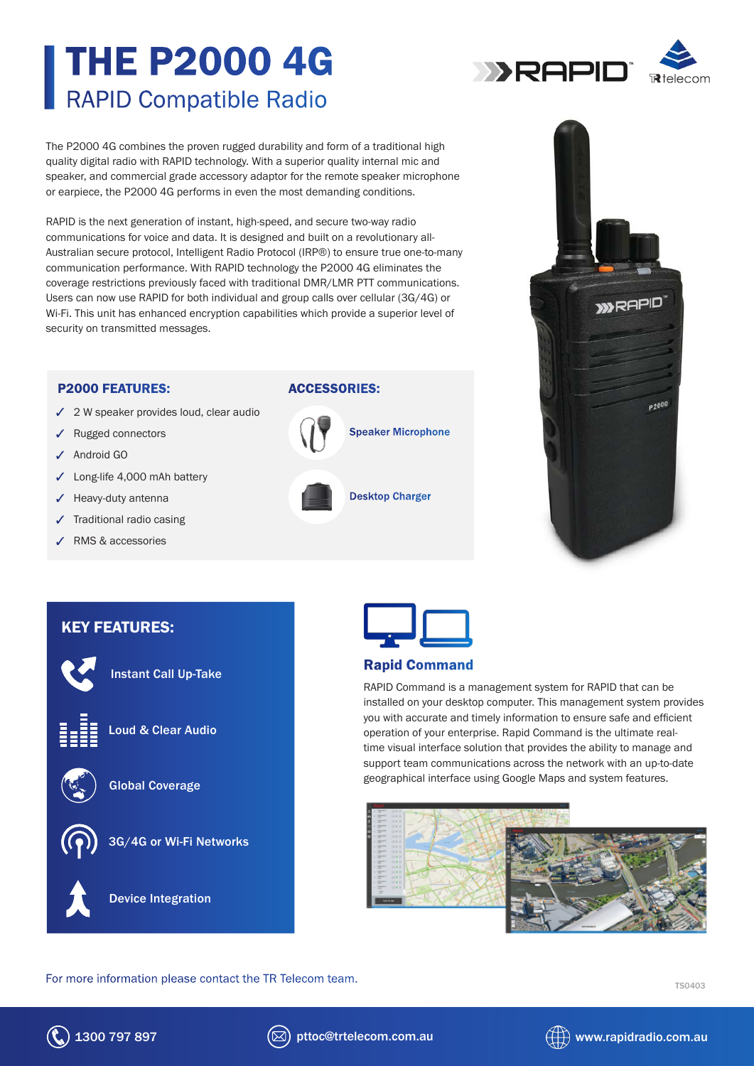# THE P2000 4G

## RAPID Compatible Radio

RAPID

TR telecom

The P2000 4G combines the proven rugged durability and form of a traditional high quality digital radio with RAPID technology. With a superior quality internal mic and speaker, and commercial grade accessory adaptor for the remote speaker microphone or earpiece, the P2000 4G performs in even the most demanding conditions.

RAPID is the next generation of instant, high-speed, and secure two-way radio communications for voice and data. It is designed and built on a revolutionary all-Australian secure protocol, Intelligent Radio Protocol (IRP®) to ensure true one-to-many communication performance. With RAPID technology the P2000 4G eliminates the coverage restrictions previously faced with traditional DMR/LMR PTT communications. Users can now use RAPID for both individual and group calls over cellular (3G/4G) or Wi-Fi. This unit has enhanced encryption capabilities which provide a superior level of security on transmitted messages.

### P2000 FEATURES:

- ✓ 2 W speaker provides loud, clear audio
- ✓ Rugged connectors
- ✓ Android GO
- ✓ Long-life 4,000 mAh battery
- ✓ Heavy-duty antenna
- ✓ Traditional radio casing
- ✓ RMS & accessories

### ACCESSORIES:

- Speaker Microphone
- Desktop Charger

### KEY FEATURES:

- Instant Call Up-Take
- Loud & Clear Audio
- Global Coverage
- 3G/4G or Wi-Fi Networks
- Device Integration

### Rapid Command

RAPID Command is a management system for RAPID that can be installed on your desktop computer. This management system provides you with accurate and timely information to ensure safe and efficient operation of your enterprise. Rapid Command is the ultimate real-time visual interface solution that provides the ability to manage and support team communications across the network with an up-to-date geographical interface using Google Maps and system features.

For more information please contact the TR Telecom team.

TS0403

1300 797 897 | pttoc@trtelecom.com.au | www.rapidradio.com.au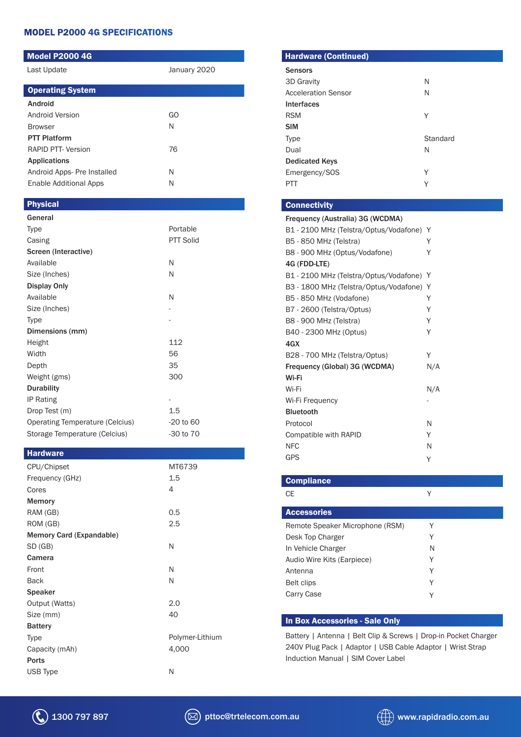## MODEL P2000 4G SPECIFICATIONS

| Model P2000 4G | |
|---|---|
| Last Update | January 2020 |

| Operating System | |
|---|---|
| **Android** | |
| Android Version | GO |
| Browser | N |
| **PTT Platform** | |
| RAPID PTT- Version | 76 |
| **Applications** | |
| Android Apps- Pre Installed | N |
| Enable Additional Apps | N |

| Physical | |
|---|---|
| **General** | |
| Type | Portable |
| Casing | PTT Solid |
| **Screen (Interactive)** | |
| Available | N |
| Size (Inches) | N |
| **Display Only** | |
| Available | N |
| Size (Inches) | - |
| Type | - |
| **Dimensions (mm)** | |
| Height | 112 |
| Width | 56 |
| Depth | 35 |
| Weight (gms) | 300 |
| **Durability** | |
| IP Rating | - |
| Drop Test (m) | 1.5 |
| Operating Temperature (Celcius) | -20 to 60 |
| Storage Temperature (Celcius) | -30 to 70 |

| Hardware | |
|---|---|
| CPU/Chipset | MT6739 |
| Frequency (GHz) | 1.5 |
| Cores | 4 |
| **Memory** | |
| RAM (GB) | 0.5 |
| ROM (GB) | 2.5 |
| **Memory Card (Expandable)** | |
| SD (GB) | N |
| **Camera** | |
| Front | N |
| Back | N |
| **Speaker** | |
| Output (Watts) | 2.0 |
| Size (mm) | 40 |
| **Battery** | |
| Type | Polymer-Lithium |
| Capacity (mAh) | 4,000 |
| **Ports** | |
| USB Type | N |

| Hardware (Continued) | |
|---|---|
| **Sensors** | |
| 3D Gravity | N |
| Acceleration Sensor | N |
| **Interfaces** | |
| RSM | Y |
| **SIM** | |
| Type | Standard |
| Dual | N |
| **Dedicated Keys** | |
| Emergency/SOS | Y |
| PTT | Y |

| Connectivity | |
|---|---|
| **Frequency (Australia) 3G (WCDMA)** | |
| B1 - 2100 MHz (Telstra/Optus/Vodafone) | Y |
| B5 - 850 MHz (Telstra) | Y |
| B8 - 900 MHz (Optus/Vodafone) | Y |
| **4G (FDD-LTE)** | |
| B1 - 2100 MHz (Telstra/Optus/Vodafone) | Y |
| B3 - 1800 MHz (Telstra/Optus/Vodafone) | Y |
| B5 - 850 MHz (Vodafone) | Y |
| B7 - 2600 (Telstra/Optus) | Y |
| B8 - 900 MHz (Telstra) | Y |
| B40 - 2300 MHz (Optus) | Y |
| **4GX** | |
| B28 - 700 MHz (Telstra/Optus) | Y |
| **Frequency (Global) 3G (WCDMA)** | N/A |
| **Wi-Fi** | |
| Wi-Fi | N/A |
| Wi-Fi Frequency | - |
| **Bluetooth** | |
| Protocol | N |
| Compatible with RAPID | Y |
| NFC | N |
| GPS | Y |

| Compliance | |
|---|---|
| CE | Y |

| Accessories | |
|---|---|
| Remote Speaker Microphone (RSM) | Y |
| Desk Top Charger | Y |
| In Vehicle Charger | N |
| Audio Wire Kits (Earpiece) | Y |
| Antenna | Y |
| Belt clips | Y |
| Carry Case | Y |

### In Box Accessories - Sale Only

Battery | Antenna | Belt Clip & Screws | Drop-in Pocket Charger
240V Plug Pack | Adaptor | USB Cable Adaptor | Wrist Strap
Induction Manual | SIM Cover Label

1300 797 897 | pttoc@trtelecom.com.au | www.rapidradio.com.au